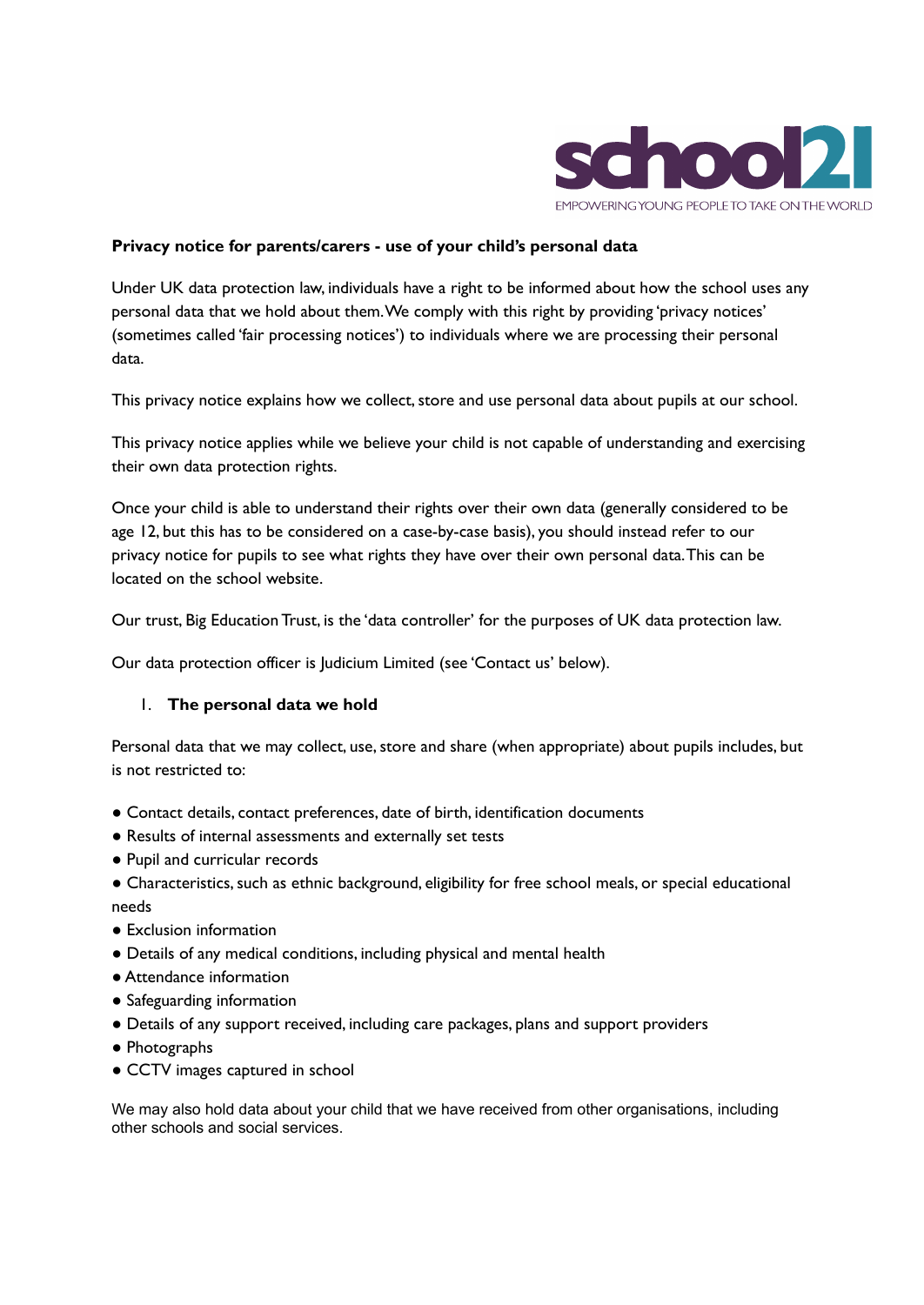school21

EMPOWERING YOUNG PEOPLE TO TAKE ON THE WORLD

**Privacy notice for parents/carers - use of your child's personal data**

Under UK data protection law, individuals have a right to be informed about how the school uses any personal data that we hold about them. We comply with this right by providing 'privacy notices' (sometimes called 'fair processing notices') to individuals where we are processing their personal data.

This privacy notice explains how we collect, store and use personal data about pupils at our school.

This privacy notice applies while we believe your child is not capable of understanding and exercising their own data protection rights.

Once your child is able to understand their rights over their own data (generally considered to be age 12, but this has to be considered on a case-by-case basis), you should instead refer to our privacy notice for pupils to see what rights they have over their own personal data. This can be located on the school website.

Our trust, Big Education Trust, is the 'data controller' for the purposes of UK data protection law.

Our data protection officer is Judicium Limited (see 'Contact us' below).

## 1. The personal data we hold

Personal data that we may collect, use, store and share (when appropriate) about pupils includes, but is not restricted to:

- Contact details, contact preferences, date of birth, identification documents
- Results of internal assessments and externally set tests
- Pupil and curricular records
- Characteristics, such as ethnic background, eligibility for free school meals, or special educational needs
- Exclusion information
- Details of any medical conditions, including physical and mental health
- Attendance information
- Safeguarding information
- Details of any support received, including care packages, plans and support providers
- Photographs
- CCTV images captured in school

We may also hold data about your child that we have received from other organisations, including other schools and social services.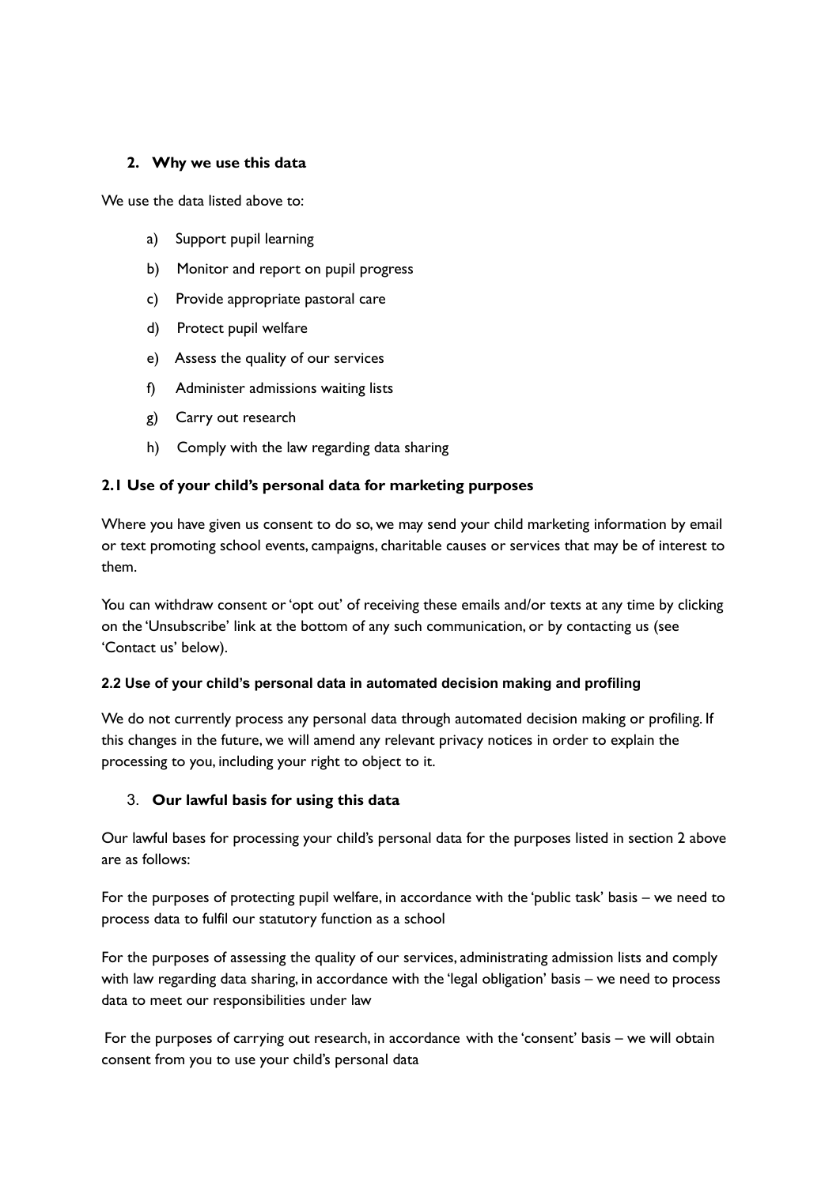## 2. Why we use this data

We use the data listed above to:

a) Support pupil learning

b) Monitor and report on pupil progress

c) Provide appropriate pastoral care

d) Protect pupil welfare

e) Assess the quality of our services

f) Administer admissions waiting lists

g) Carry out research

h) Comply with the law regarding data sharing

### 2.1 Use of your child's personal data for marketing purposes

Where you have given us consent to do so, we may send your child marketing information by email or text promoting school events, campaigns, charitable causes or services that may be of interest to them.

You can withdraw consent or 'opt out' of receiving these emails and/or texts at any time by clicking on the 'Unsubscribe' link at the bottom of any such communication, or by contacting us (see 'Contact us' below).

### 2.2 Use of your child's personal data in automated decision making and profiling

We do not currently process any personal data through automated decision making or profiling. If this changes in the future, we will amend any relevant privacy notices in order to explain the processing to you, including your right to object to it.

## 3. Our lawful basis for using this data

Our lawful bases for processing your child's personal data for the purposes listed in section 2 above are as follows:

For the purposes of protecting pupil welfare, in accordance with the 'public task' basis – we need to process data to fulfil our statutory function as a school

For the purposes of assessing the quality of our services, administrating admission lists and comply with law regarding data sharing, in accordance with the 'legal obligation' basis – we need to process data to meet our responsibilities under law

For the purposes of carrying out research, in accordance with the 'consent' basis – we will obtain consent from you to use your child's personal data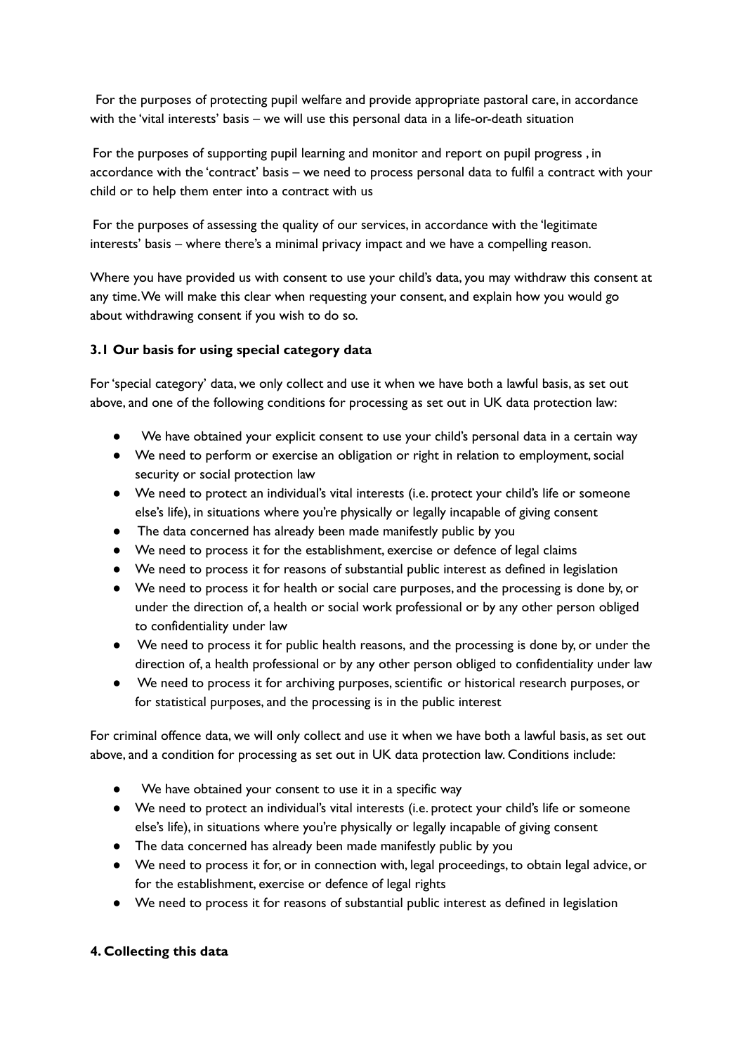For the purposes of protecting pupil welfare and provide appropriate pastoral care, in accordance with the 'vital interests' basis – we will use this personal data in a life-or-death situation

For the purposes of supporting pupil learning and monitor and report on pupil progress , in accordance with the 'contract' basis – we need to process personal data to fulfil a contract with your child or to help them enter into a contract with us

For the purposes of assessing the quality of our services, in accordance with the 'legitimate interests' basis – where there's a minimal privacy impact and we have a compelling reason.

Where you have provided us with consent to use your child's data, you may withdraw this consent at any time. We will make this clear when requesting your consent, and explain how you would go about withdrawing consent if you wish to do so.

### 3.1 Our basis for using special category data

For 'special category' data, we only collect and use it when we have both a lawful basis, as set out above, and one of the following conditions for processing as set out in UK data protection law:

- We have obtained your explicit consent to use your child's personal data in a certain way
- We need to perform or exercise an obligation or right in relation to employment, social security or social protection law
- We need to protect an individual's vital interests (i.e. protect your child's life or someone else's life), in situations where you're physically or legally incapable of giving consent
- The data concerned has already been made manifestly public by you
- We need to process it for the establishment, exercise or defence of legal claims
- We need to process it for reasons of substantial public interest as defined in legislation
- We need to process it for health or social care purposes, and the processing is done by, or under the direction of, a health or social work professional or by any other person obliged to confidentiality under law
- We need to process it for public health reasons, and the processing is done by, or under the direction of, a health professional or by any other person obliged to confidentiality under law
- We need to process it for archiving purposes, scientific or historical research purposes, or for statistical purposes, and the processing is in the public interest

For criminal offence data, we will only collect and use it when we have both a lawful basis, as set out above, and a condition for processing as set out in UK data protection law. Conditions include:

- We have obtained your consent to use it in a specific way
- We need to protect an individual's vital interests (i.e. protect your child's life or someone else's life), in situations where you're physically or legally incapable of giving consent
- The data concerned has already been made manifestly public by you
- We need to process it for, or in connection with, legal proceedings, to obtain legal advice, or for the establishment, exercise or defence of legal rights
- We need to process it for reasons of substantial public interest as defined in legislation

## 4. Collecting this data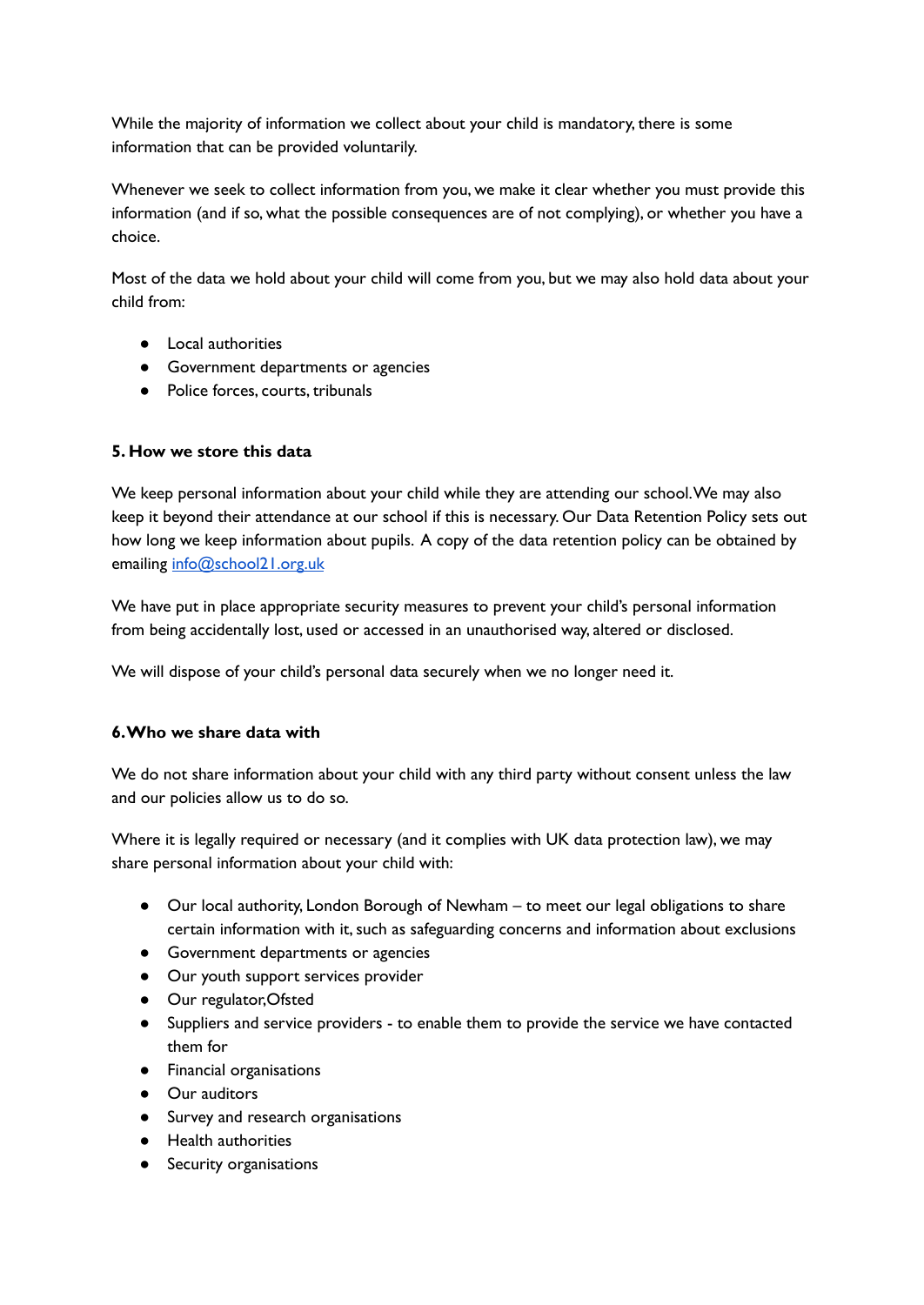While the majority of information we collect about your child is mandatory, there is some information that can be provided voluntarily.

Whenever we seek to collect information from you, we make it clear whether you must provide this information (and if so, what the possible consequences are of not complying), or whether you have a choice.

Most of the data we hold about your child will come from you, but we may also hold data about your child from:

- Local authorities
- Government departments or agencies
- Police forces, courts, tribunals

**5. How we store this data**

We keep personal information about your child while they are attending our school. We may also keep it beyond their attendance at our school if this is necessary. Our Data Retention Policy sets out how long we keep information about pupils. A copy of the data retention policy can be obtained by emailing [info@school21.org.uk](mailto:info@school21.org.uk)

We have put in place appropriate security measures to prevent your child's personal information from being accidentally lost, used or accessed in an unauthorised way, altered or disclosed.

We will dispose of your child's personal data securely when we no longer need it.

**6. Who we share data with**

We do not share information about your child with any third party without consent unless the law and our policies allow us to do so.

Where it is legally required or necessary (and it complies with UK data protection law), we may share personal information about your child with:

- Our local authority, London Borough of Newham – to meet our legal obligations to share certain information with it, such as safeguarding concerns and information about exclusions
- Government departments or agencies
- Our youth support services provider
- Our regulator,Ofsted
- Suppliers and service providers - to enable them to provide the service we have contacted them for
- Financial organisations
- Our auditors
- Survey and research organisations
- Health authorities
- Security organisations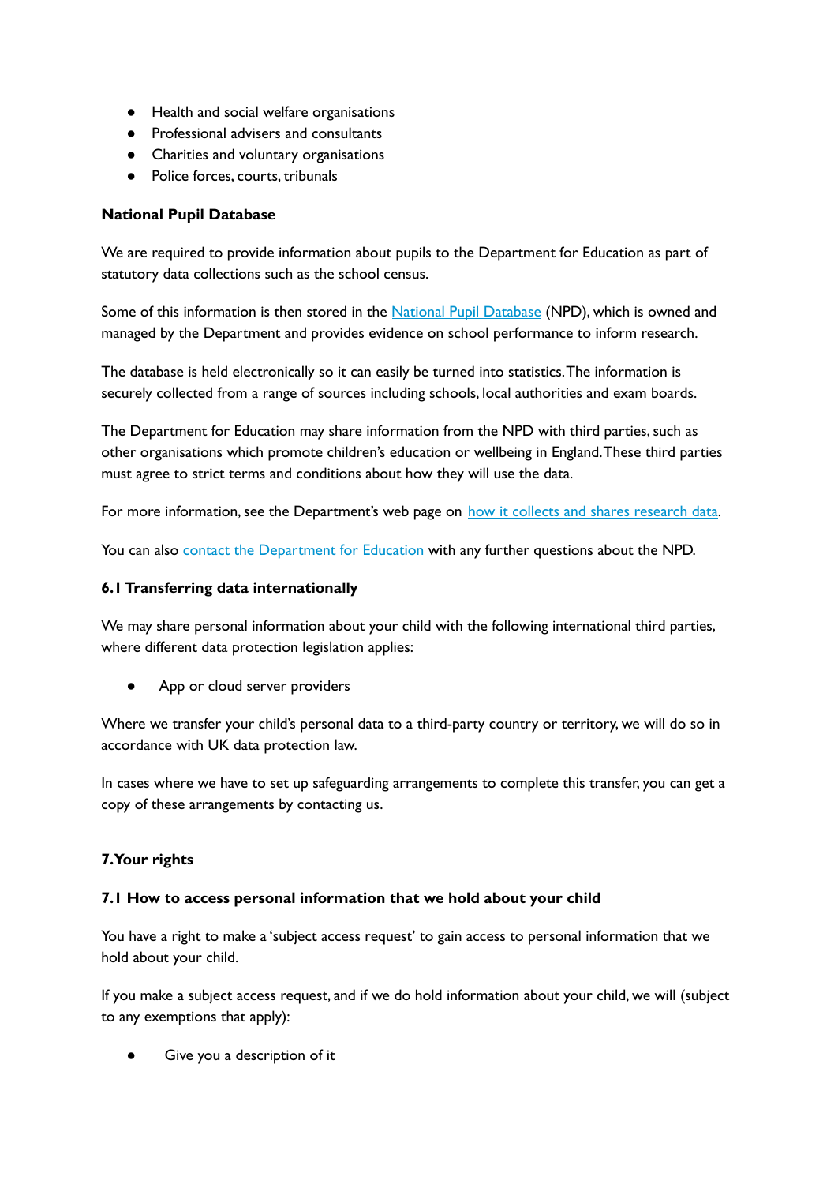- Health and social welfare organisations
- Professional advisers and consultants
- Charities and voluntary organisations
- Police forces, courts, tribunals

**National Pupil Database**

We are required to provide information about pupils to the Department for Education as part of statutory data collections such as the school census.

Some of this information is then stored in the National Pupil Database (NPD), which is owned and managed by the Department and provides evidence on school performance to inform research.

The database is held electronically so it can easily be turned into statistics. The information is securely collected from a range of sources including schools, local authorities and exam boards.

The Department for Education may share information from the NPD with third parties, such as other organisations which promote children's education or wellbeing in England. These third parties must agree to strict terms and conditions about how they will use the data.

For more information, see the Department's web page on how it collects and shares research data.

You can also contact the Department for Education with any further questions about the NPD.

**6.1 Transferring data internationally**

We may share personal information about your child with the following international third parties, where different data protection legislation applies:

- App or cloud server providers

Where we transfer your child's personal data to a third-party country or territory, we will do so in accordance with UK data protection law.

In cases where we have to set up safeguarding arrangements to complete this transfer, you can get a copy of these arrangements by contacting us.

**7. Your rights**

**7.1 How to access personal information that we hold about your child**

You have a right to make a 'subject access request' to gain access to personal information that we hold about your child.

If you make a subject access request, and if we do hold information about your child, we will (subject to any exemptions that apply):

- Give you a description of it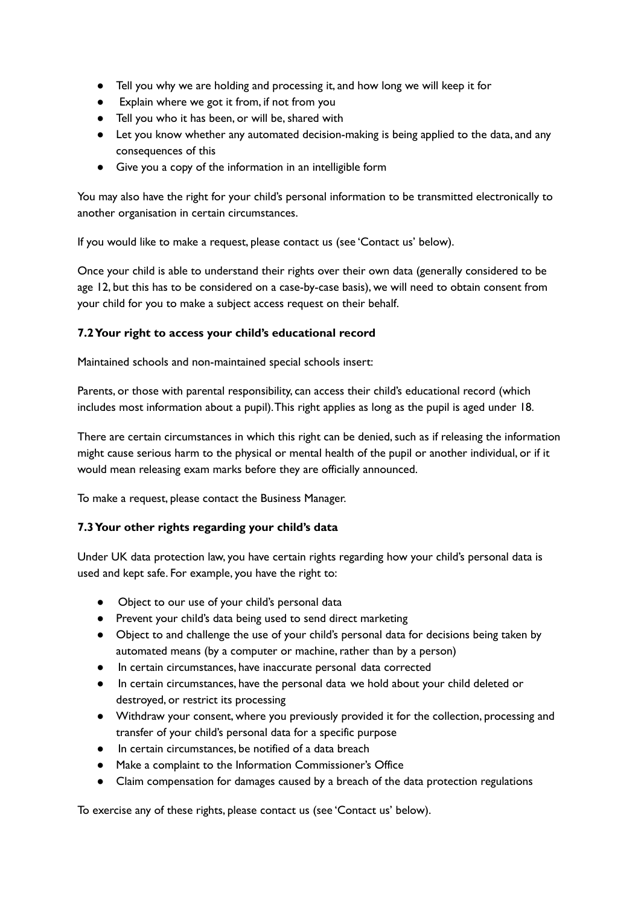- Tell you why we are holding and processing it, and how long we will keep it for
- Explain where we got it from, if not from you
- Tell you who it has been, or will be, shared with
- Let you know whether any automated decision-making is being applied to the data, and any consequences of this
- Give you a copy of the information in an intelligible form

You may also have the right for your child's personal information to be transmitted electronically to another organisation in certain circumstances.

If you would like to make a request, please contact us (see 'Contact us' below).

Once your child is able to understand their rights over their own data (generally considered to be age 12, but this has to be considered on a case-by-case basis), we will need to obtain consent from your child for you to make a subject access request on their behalf.

### 7.2 Your right to access your child's educational record

Maintained schools and non-maintained special schools insert:

Parents, or those with parental responsibility, can access their child's educational record (which includes most information about a pupil). This right applies as long as the pupil is aged under 18.

There are certain circumstances in which this right can be denied, such as if releasing the information might cause serious harm to the physical or mental health of the pupil or another individual, or if it would mean releasing exam marks before they are officially announced.

To make a request, please contact the Business Manager.

### 7.3 Your other rights regarding your child's data

Under UK data protection law, you have certain rights regarding how your child's personal data is used and kept safe. For example, you have the right to:

- Object to our use of your child's personal data
- Prevent your child's data being used to send direct marketing
- Object to and challenge the use of your child's personal data for decisions being taken by automated means (by a computer or machine, rather than by a person)
- In certain circumstances, have inaccurate personal data corrected
- In certain circumstances, have the personal data we hold about your child deleted or destroyed, or restrict its processing
- Withdraw your consent, where you previously provided it for the collection, processing and transfer of your child's personal data for a specific purpose
- In certain circumstances, be notified of a data breach
- Make a complaint to the Information Commissioner's Office
- Claim compensation for damages caused by a breach of the data protection regulations

To exercise any of these rights, please contact us (see 'Contact us' below).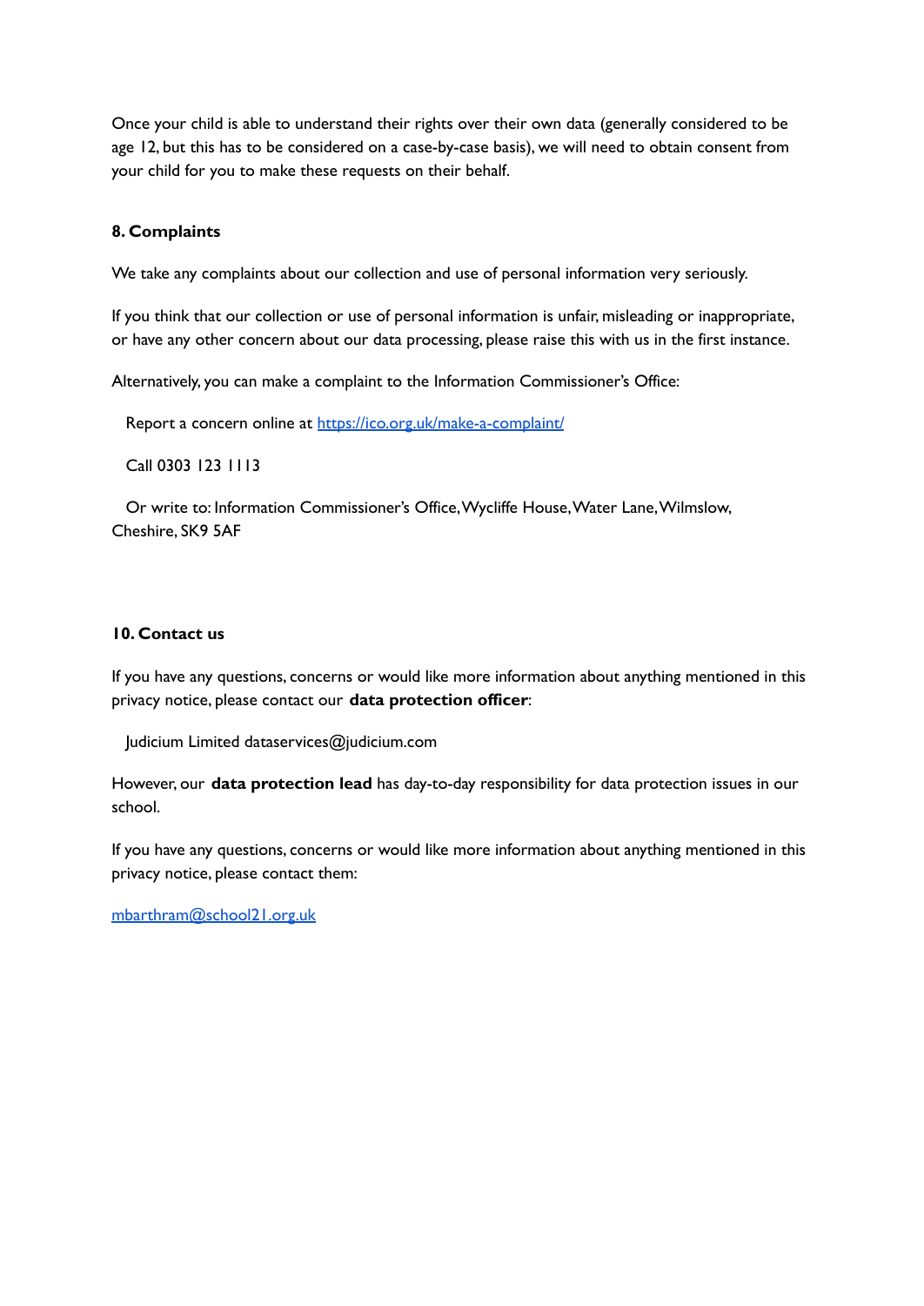Once your child is able to understand their rights over their own data (generally considered to be age 12, but this has to be considered on a case-by-case basis), we will need to obtain consent from your child for you to make these requests on their behalf.

### 8. Complaints

We take any complaints about our collection and use of personal information very seriously.

If you think that our collection or use of personal information is unfair, misleading or inappropriate, or have any other concern about our data processing, please raise this with us in the first instance.

Alternatively, you can make a complaint to the Information Commissioner's Office:

Report a concern online at https://ico.org.uk/make-a-complaint/

Call 0303 123 1113

Or write to: Information Commissioner's Office, Wycliffe House, Water Lane, Wilmslow, Cheshire, SK9 5AF

### 10. Contact us

If you have any questions, concerns or would like more information about anything mentioned in this privacy notice, please contact our **data protection officer**:

Judicium Limited dataservices@judicium.com

However, our **data protection lead** has day-to-day responsibility for data protection issues in our school.

If you have any questions, concerns or would like more information about anything mentioned in this privacy notice, please contact them:

mbarthram@school21.org.uk